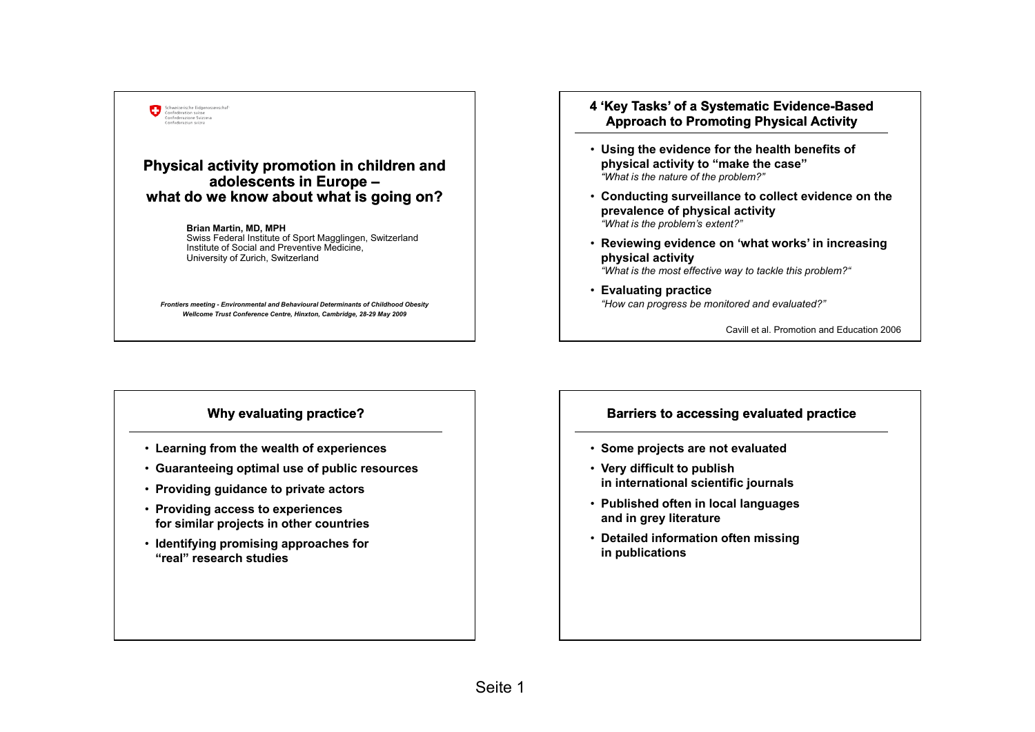Schweizerische Eidgenossenschaft
Confédération suisse
Confederazione Svizzera
Confederaziun svizra

# Physical activity promotion in children and adolescents in Europe – what do we know about what is going on?

**Brian Martin, MD, MPH**
Swiss Federal Institute of Sport Magglingen, Switzerland
Institute of Social and Preventive Medicine,
University of Zurich, Switzerland

***Frontiers meeting - Environmental and Behavioural Determinants of Childhood Obesity***
***Wellcome Trust Conference Centre, Hinxton, Cambridge, 28-29 May 2009***

## 4 'Key Tasks' of a Systematic Evidence-Based Approach to Promoting Physical Activity

- **Using the evidence for the health benefits of physical activity to "make the case"**
  *"What is the nature of the problem?"*
- **Conducting surveillance to collect evidence on the prevalence of physical activity**
  *"What is the problem's extent?"*
- **Reviewing evidence on 'what works' in increasing physical activity**
  *"What is the most effective way to tackle this problem?"*
- **Evaluating practice**
  *"How can progress be monitored and evaluated?"*

Cavill et al. Promotion and Education 2006

## Why evaluating practice?

- **Learning from the wealth of experiences**
- **Guaranteeing optimal use of public resources**
- **Providing guidance to private actors**
- **Providing access to experiences for similar projects in other countries**
- **Identifying promising approaches for "real" research studies**

## Barriers to accessing evaluated practice

- **Some projects are not evaluated**
- **Very difficult to publish in international scientific journals**
- **Published often in local languages and in grey literature**
- **Detailed information often missing in publications**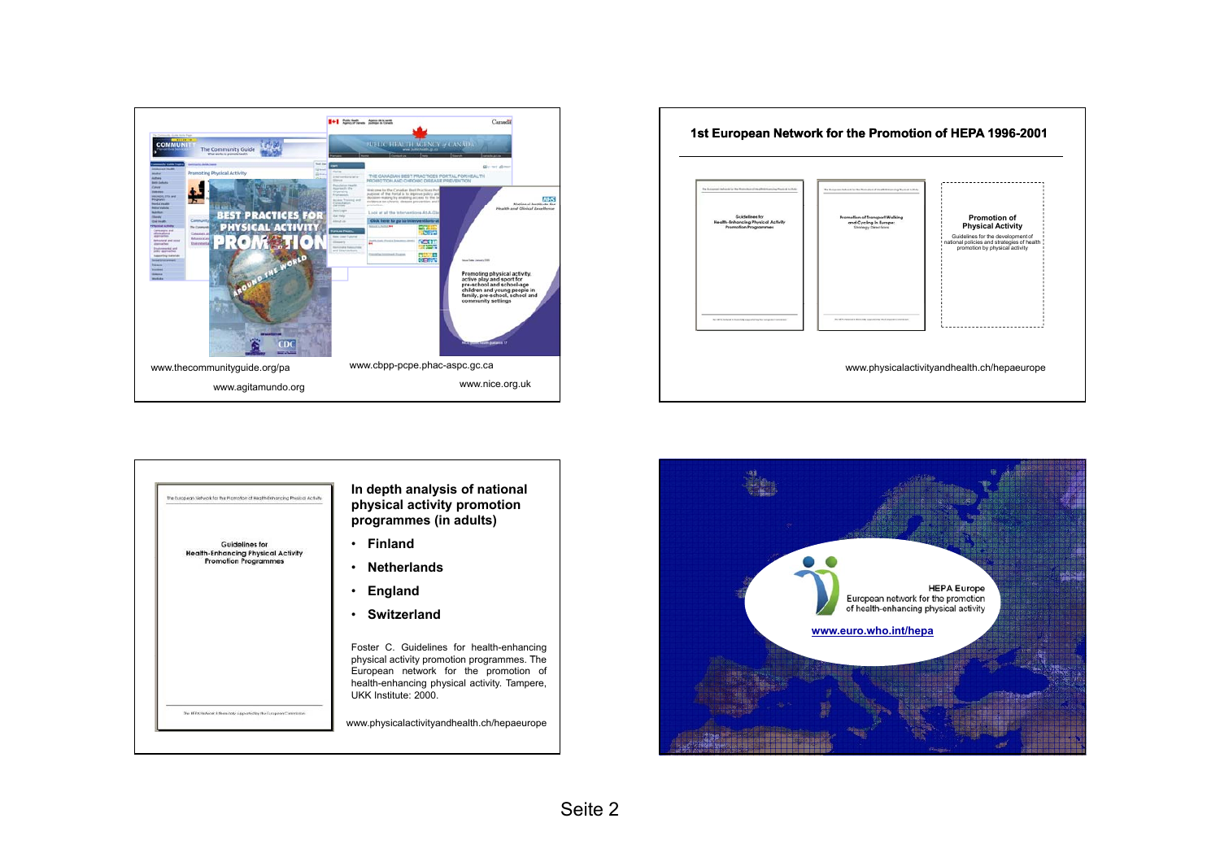www.thecommunityguide.org/pa

www.agitamundo.org

www.cbpp-pcpe.phac-aspc.gc.ca

www.nice.org.uk

## 1st European Network for the Promotion of HEPA 1996-2001

Guidelines for Health-Enhancing Physical Activity Promotion Programmes

Promotion of Transport Walking and Cycling in Europe: Strategy Directions

**Promotion of Physical Activity**

Guidelines for the development of national policies and strategies of health promotion by physical activity

www.physicalactivityandhealth.ch/hepaeurope

The European Network for the Promotion of Health-Enhancing Physical Activity

Guidelines for Health-Enhancing Physical Activity Promotion Programmes

## In depth analysis of national physical activity promotion programmes (in adults)

- **Finland**
- **Netherlands**
- **England**
- **Switzerland**

Foster C. Guidelines for health-enhancing physical activity promotion programmes. The European network for the promotion of health-enhancing physical activity. Tampere, UKK Institute: 2000.

www.physicalactivityandhealth.ch/hepaeurope

**HEPA Europe**
European network for the promotion of health-enhancing physical activity

www.euro.who.int/hepa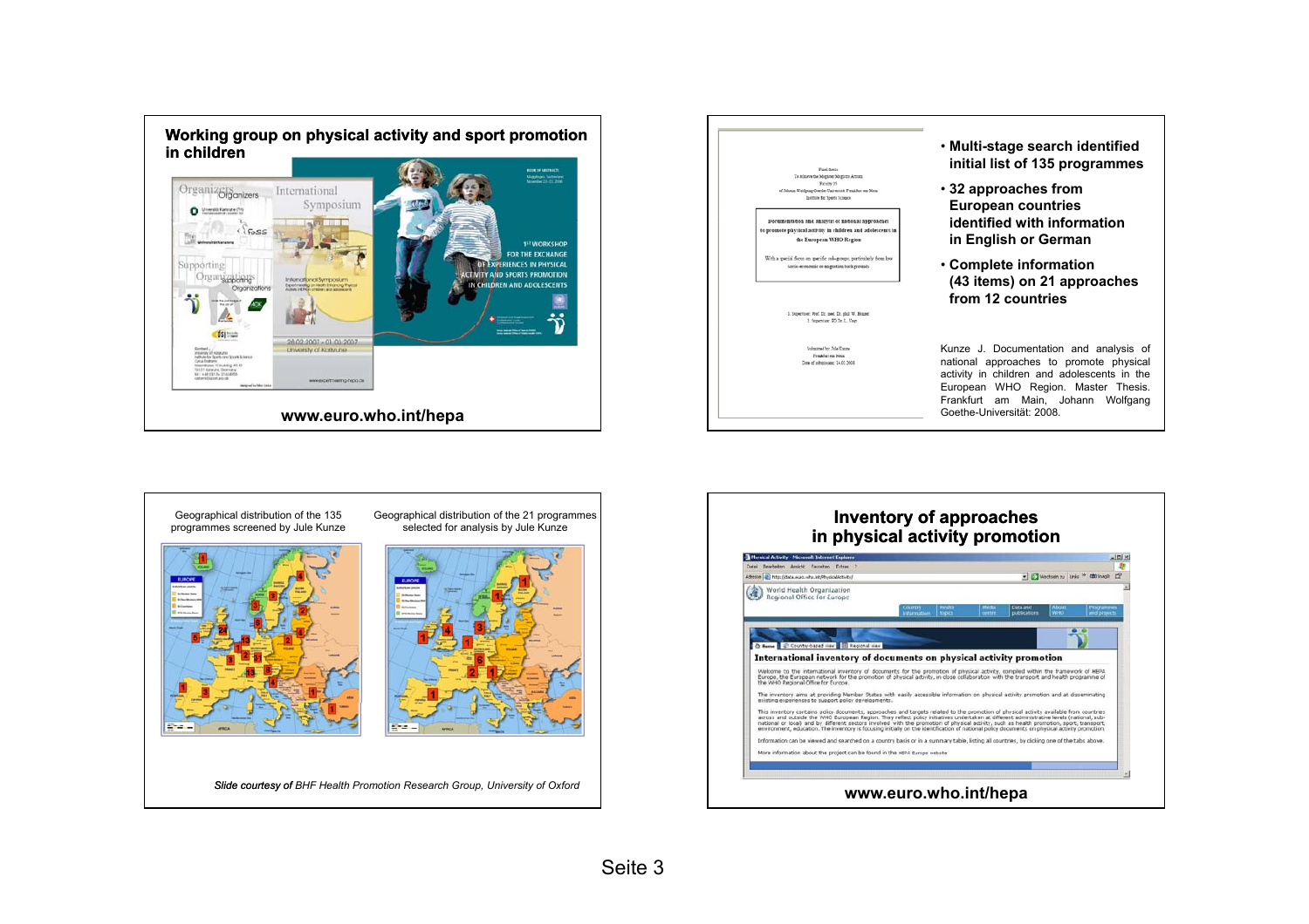## Working group on physical activity and sport promotion in children

www.euro.who.int/hepa

---

- Multi-stage search identified initial list of 135 programmes
- 32 approaches from European countries identified with information in English or German
- Complete information (43 items) on 21 approaches from 12 countries

Kunze J. Documentation and analysis of national approaches to promote physical activity in children and adolescents in the European WHO Region. Master Thesis. Frankfurt am Main, Johann Wolfgang Goethe-Universität: 2008.

---

Geographical distribution of the 135 programmes screened by Jule Kunze

Geographical distribution of the 21 programmes selected for analysis by Jule Kunze

*Slide courtesy of* *BHF Health Promotion Research Group, University of Oxford*

---

## Inventory of approaches in physical activity promotion

www.euro.who.int/hepa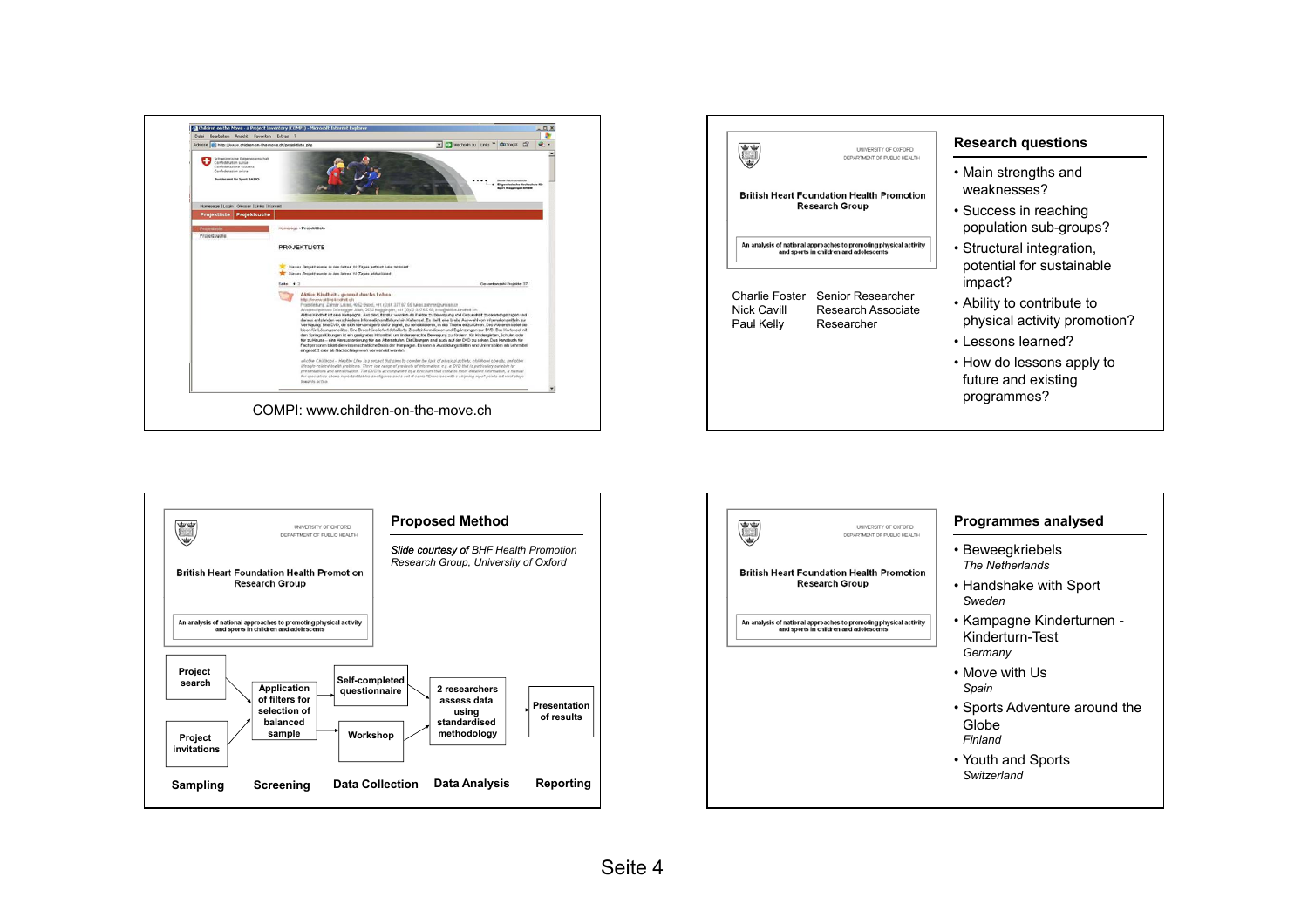COMPI: www.children-on-the-move.ch

UNIVERSITY OF OXFORD
DEPARTMENT OF PUBLIC HEALTH

British Heart Foundation Health Promotion Research Group

An analysis of national approaches to promoting physical activity and sports in children and adolescents

| | |
|---|---|
| Charlie Foster | Senior Researcher |
| Nick Cavill | Research Associate |
| Paul Kelly | Researcher |

## Research questions

- Main strengths and weaknesses?
- Success in reaching population sub-groups?
- Structural integration, potential for sustainable impact?
- Ability to contribute to physical activity promotion?
- Lessons learned?
- How do lessons apply to future and existing programmes?

UNIVERSITY OF OXFORD
DEPARTMENT OF PUBLIC HEALTH

British Heart Foundation Health Promotion Research Group

An analysis of national approaches to promoting physical activity and sports in children and adolescents

## Proposed Method

*Slide courtesy of* *BHF Health Promotion Research Group, University of Oxford*

- **Sampling:** Project search; Project invitations
- **Screening:** Application of filters for selection of balanced sample
- **Data Collection:** Self-completed questionnaire; Workshop
- **Data Analysis:** 2 researchers assess data using standardised methodology
- **Reporting:** Presentation of results

UNIVERSITY OF OXFORD
DEPARTMENT OF PUBLIC HEALTH

British Heart Foundation Health Promotion Research Group

An analysis of national approaches to promoting physical activity and sports in children and adolescents

## Programmes analysed

- Beweegkriebels
  *The Netherlands*
- Handshake with Sport
  *Sweden*
- Kampagne Kinderturnen - Kinderturn-Test
  *Germany*
- Move with Us
  *Spain*
- Sports Adventure around the Globe
  *Finland*
- Youth and Sports
  *Switzerland*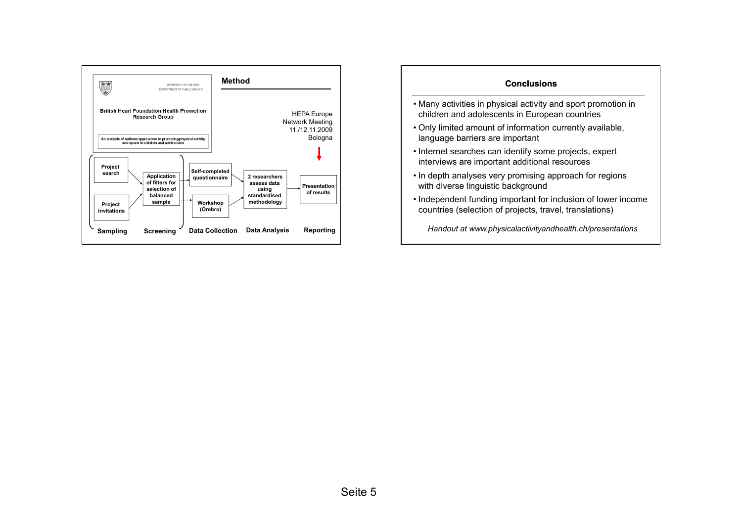## Method

UNIVERSITY OF OXFORD
DEPARTMENT OF PUBLIC HEALTH

British Heart Foundation Health Promotion Research Group

An analysis of national approaches to promoting physical activity and sports in children and adolescents

HEPA Europe
Network Meeting
11./12.11.2009
Bologna

Project search

Project invitations

Application of filters for selection of balanced sample

Self-completed questionnaire

Workshop (Örebro)

2 researchers assess data using standardised methodology

Presentation of results

Sampling

Screening

Data Collection

Data Analysis

Reporting

## Conclusions

- Many activities in physical activity and sport promotion in children and adolescents in European countries
- Only limited amount of information currently available, language barriers are important
- Internet searches can identify some projects, expert interviews are important additional resources
- In depth analyses very promising approach for regions with diverse linguistic background
- Independent funding important for inclusion of lower income countries (selection of projects, travel, translations)

*Handout at www.physicalactivityandhealth.ch/presentations*